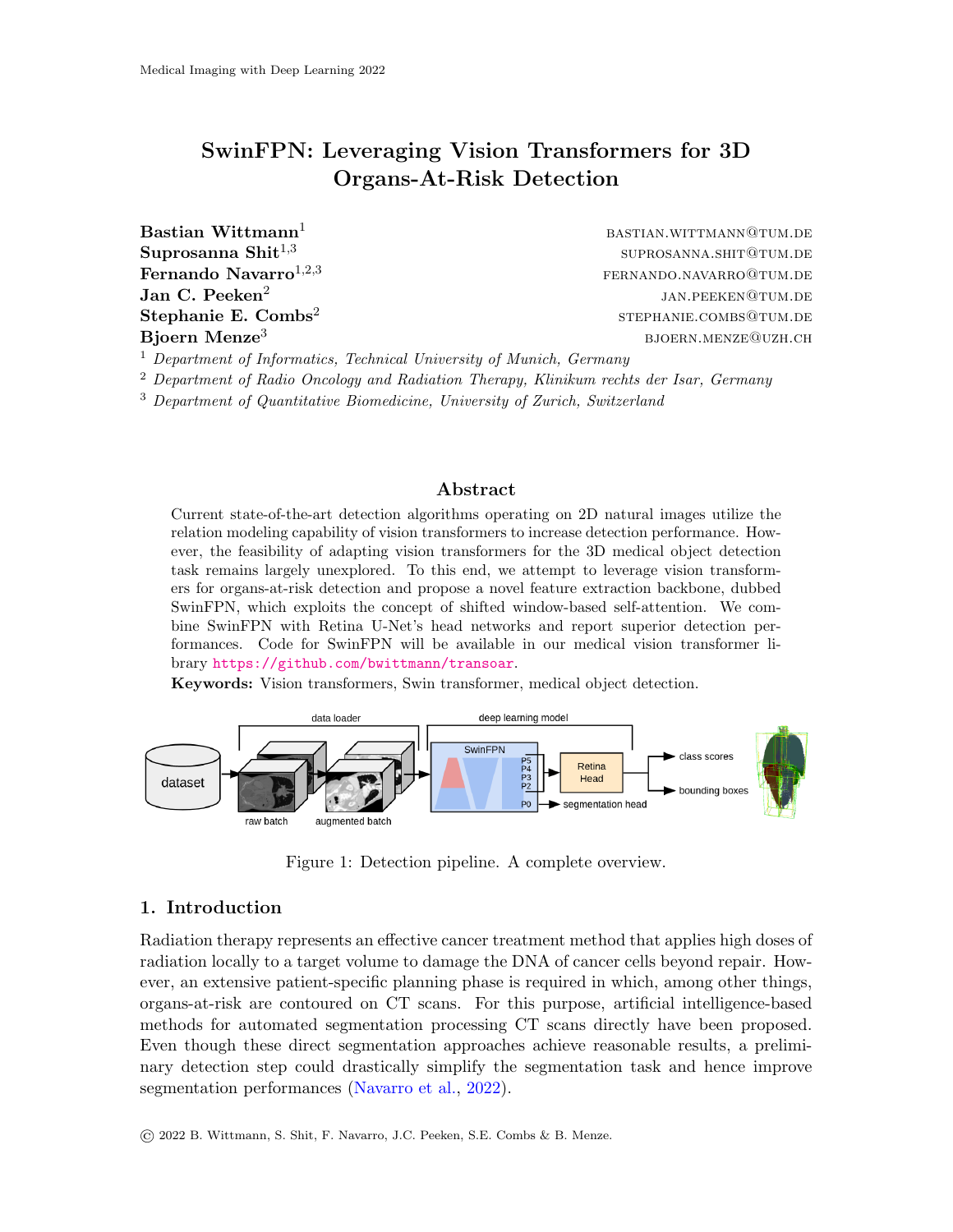Medical Imaging with Deep Learning 2022

# SwinFPN: Leveraging Vision Transformers for 3D Organs-At-Risk Detection

**Bastian Wittmann**[1] bastian.wittmann@tum.de
**Suprosanna Shit**[1,3] suprosanna.shit@tum.de
**Fernando Navarro**[1,2,3] fernando.navarro@tum.de
**Jan C. Peeken**[2] jan.peeken@tum.de
**Stephanie E. Combs**[2] stephanie.combs@tum.de
**Bjoern Menze**[3] bjoern.menze@uzh.ch

[1] *Department of Informatics, Technical University of Munich, Germany*
[2] *Department of Radio Oncology and Radiation Therapy, Klinikum rechts der Isar, Germany*
[3] *Department of Quantitative Biomedicine, University of Zurich, Switzerland*

## Abstract

Current state-of-the-art detection algorithms operating on 2D natural images utilize the relation modeling capability of vision transformers to increase detection performance. However, the feasibility of adapting vision transformers for the 3D medical object detection task remains largely unexplored. To this end, we attempt to leverage vision transformers for organs-at-risk detection and propose a novel feature extraction backbone, dubbed SwinFPN, which exploits the concept of shifted window-based self-attention. We combine SwinFPN with Retina U-Net's head networks and report superior detection performances. Code for SwinFPN will be available in our medical vision transformer library https://github.com/bwittmann/transoar.

**Keywords:** Vision transformers, Swin transformer, medical object detection.

Figure 1: Detection pipeline. A complete overview.

## 1. Introduction

Radiation therapy represents an effective cancer treatment method that applies high doses of radiation locally to a target volume to damage the DNA of cancer cells beyond repair. However, an extensive patient-specific planning phase is required in which, among other things, organs-at-risk are contoured on CT scans. For this purpose, artificial intelligence-based methods for automated segmentation processing CT scans directly have been proposed. Even though these direct segmentation approaches achieve reasonable results, a preliminary detection step could drastically simplify the segmentation task and hence improve segmentation performances (Navarro et al., 2022).

© 2022 B. Wittmann, S. Shit, F. Navarro, J.C. Peeken, S.E. Combs & B. Menze.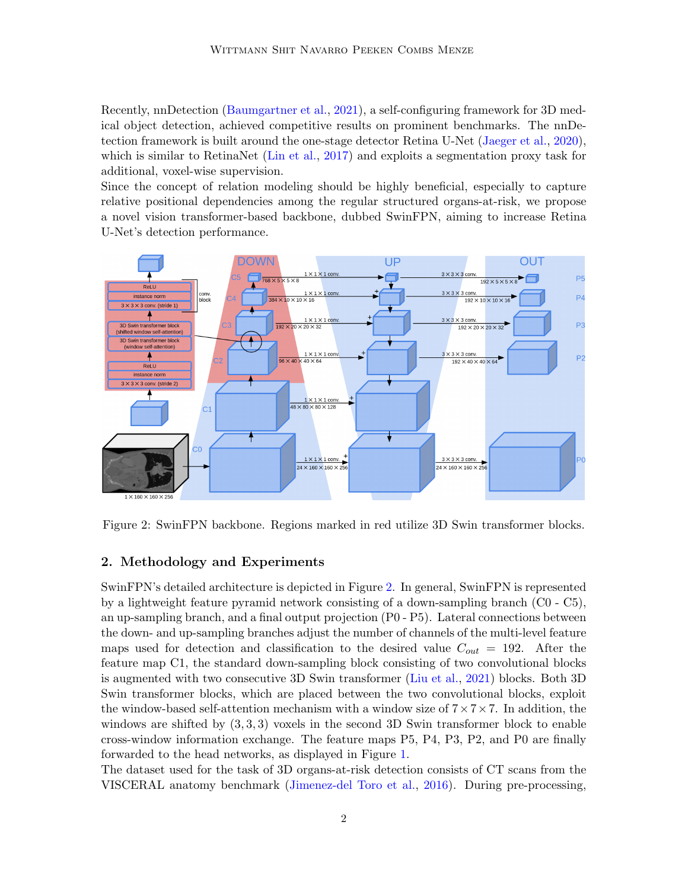Recently, nnDetection (Baumgartner et al., 2021), a self-configuring framework for 3D medical object detection, achieved competitive results on prominent benchmarks. The nnDetection framework is built around the one-stage detector Retina U-Net (Jaeger et al., 2020), which is similar to RetinaNet (Lin et al., 2017) and exploits a segmentation proxy task for additional, voxel-wise supervision.

Since the concept of relation modeling should be highly beneficial, especially to capture relative positional dependencies among the regular structured organs-at-risk, we propose a novel vision transformer-based backbone, dubbed SwinFPN, aiming to increase Retina U-Net's detection performance.

Figure 2: SwinFPN backbone. Regions marked in red utilize 3D Swin transformer blocks.

## 2. Methodology and Experiments

SwinFPN's detailed architecture is depicted in Figure 2. In general, SwinFPN is represented by a lightweight feature pyramid network consisting of a down-sampling branch (C0 - C5), an up-sampling branch, and a final output projection (P0 - P5). Lateral connections between the down- and up-sampling branches adjust the number of channels of the multi-level feature maps used for detection and classification to the desired value $C_{out} = 192$. After the feature map C1, the standard down-sampling block consisting of two convolutional blocks is augmented with two consecutive 3D Swin transformer (Liu et al., 2021) blocks. Both 3D Swin transformer blocks, which are placed between the two convolutional blocks, exploit the window-based self-attention mechanism with a window size of $7 \times 7 \times 7$. In addition, the windows are shifted by $(3, 3, 3)$ voxels in the second 3D Swin transformer block to enable cross-window information exchange. The feature maps P5, P4, P3, P2, and P0 are finally forwarded to the head networks, as displayed in Figure 1.

The dataset used for the task of 3D organs-at-risk detection consists of CT scans from the VISCERAL anatomy benchmark (Jimenez-del Toro et al., 2016). During pre-processing,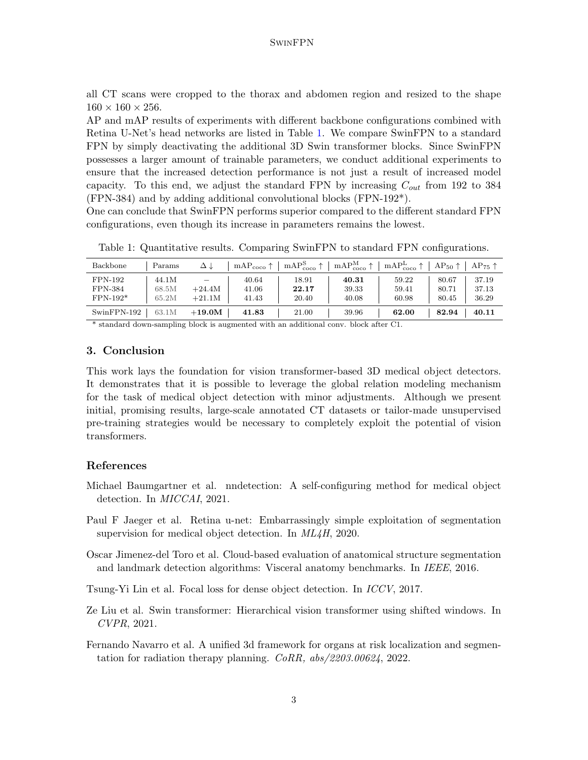all CT scans were cropped to the thorax and abdomen region and resized to the shape $160 \times 160 \times 256$.

AP and mAP results of experiments with different backbone configurations combined with Retina U-Net's head networks are listed in Table 1. We compare SwinFPN to a standard FPN by simply deactivating the additional 3D Swin transformer blocks. Since SwinFPN possesses a larger amount of trainable parameters, we conduct additional experiments to ensure that the increased detection performance is not just a result of increased model capacity. To this end, we adjust the standard FPN by increasing $C_{out}$ from 192 to 384 (FPN-384) and by adding additional convolutional blocks (FPN-192*).

One can conclude that SwinFPN performs superior compared to the different standard FPN configurations, even though its increase in parameters remains the lowest.

Table 1: Quantitative results. Comparing SwinFPN to standard FPN configurations.

| Backbone | Params | $\Delta \downarrow$ | $\text{mAP}_{\text{coco}} \uparrow$ | $\text{mAP}^{\text{S}}_{\text{coco}} \uparrow$ | $\text{mAP}^{\text{M}}_{\text{coco}} \uparrow$ | $\text{mAP}^{\text{L}}_{\text{coco}} \uparrow$ | $\text{AP}_{50} \uparrow$ | $\text{AP}_{75} \uparrow$ |
|---|---|---|---|---|---|---|---|---|
| FPN-192 | 44.1M | – | 40.64 | 18.91 | **40.31** | 59.22 | 80.67 | 37.19 |
| FPN-384 | 68.5M | +24.4M | 41.06 | **22.17** | 39.33 | 59.41 | 80.71 | 37.13 |
| FPN-192* | 65.2M | +21.1M | 41.43 | 20.40 | 40.08 | 60.98 | 80.45 | 36.29 |
| SwinFPN-192 | 63.1M | **+19.0M** | **41.83** | 21.00 | 39.96 | **62.00** | **82.94** | **40.11** |

* standard down-sampling block is augmented with an additional conv. block after C1.

## 3. Conclusion

This work lays the foundation for vision transformer-based 3D medical object detectors. It demonstrates that it is possible to leverage the global relation modeling mechanism for the task of medical object detection with minor adjustments. Although we present initial, promising results, large-scale annotated CT datasets or tailor-made unsupervised pre-training strategies would be necessary to completely exploit the potential of vision transformers.

## References

Michael Baumgartner et al. nndetection: A self-configuring method for medical object detection. In *MICCAI*, 2021.

Paul F Jaeger et al. Retina u-net: Embarrassingly simple exploitation of segmentation supervision for medical object detection. In *ML4H*, 2020.

Oscar Jimenez-del Toro et al. Cloud-based evaluation of anatomical structure segmentation and landmark detection algorithms: Visceral anatomy benchmarks. In *IEEE*, 2016.

Tsung-Yi Lin et al. Focal loss for dense object detection. In *ICCV*, 2017.

Ze Liu et al. Swin transformer: Hierarchical vision transformer using shifted windows. In *CVPR*, 2021.

Fernando Navarro et al. A unified 3d framework for organs at risk localization and segmentation for radiation therapy planning. *CoRR, abs/2203.00624*, 2022.